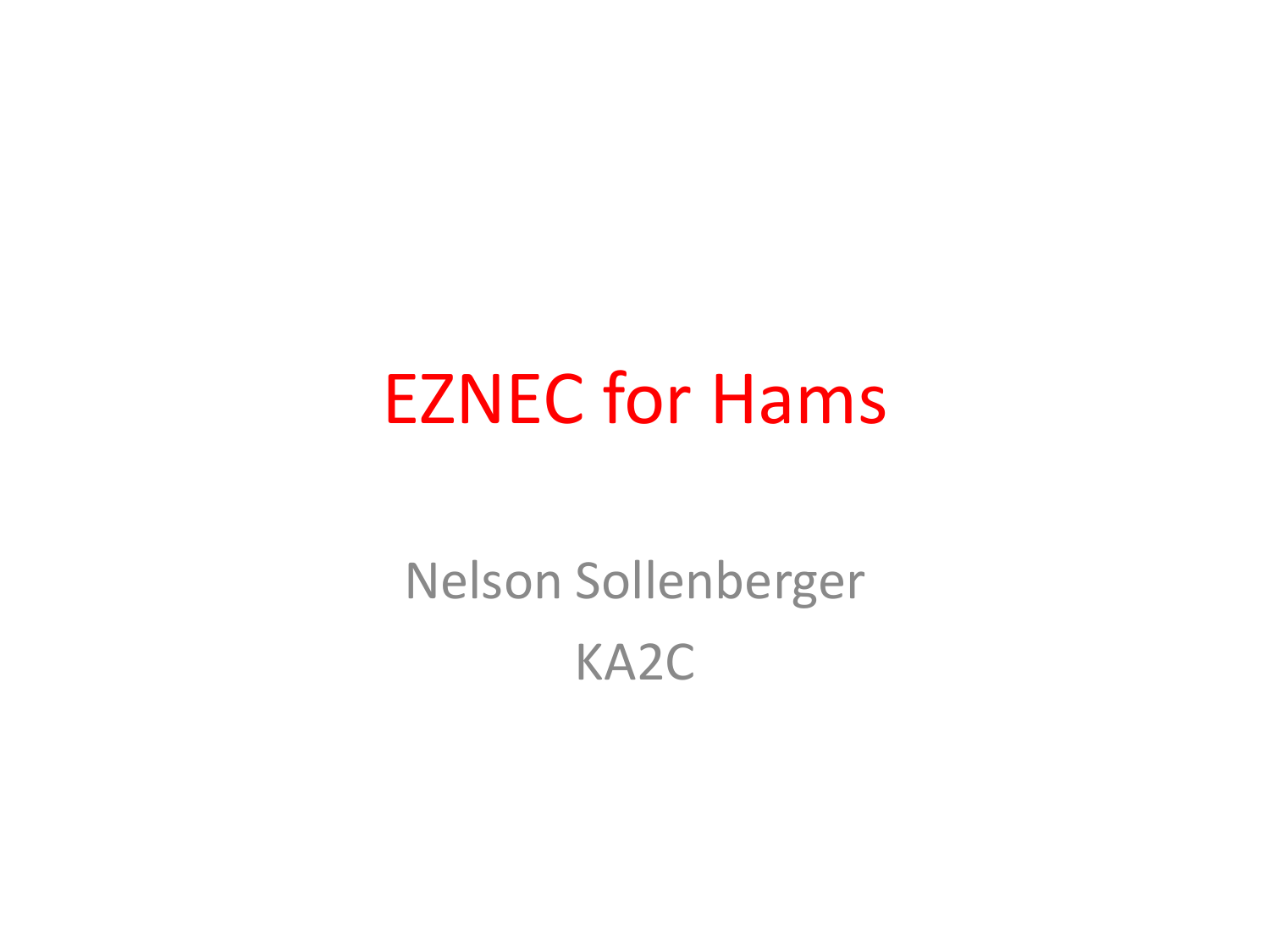# EZNEC for Hams

Nelson Sollenberger

KA2C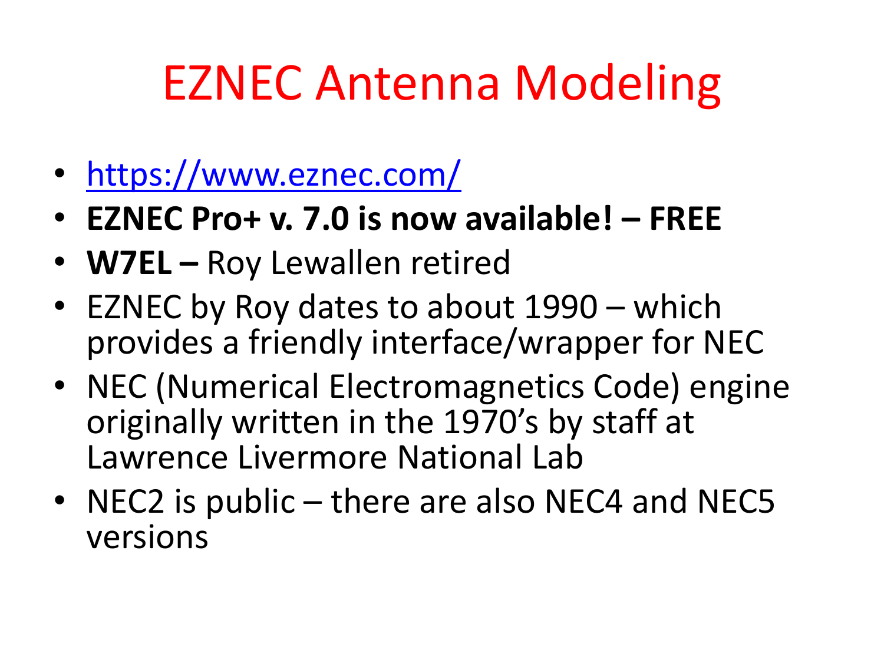# EZNEC Antenna Modeling

- https://www.eznec.com/
- **EZNEC Pro+ v. 7.0 is now available! – FREE**
- **W7EL –** Roy Lewallen retired
- EZNEC by Roy dates to about 1990 – which provides a friendly interface/wrapper for NEC
- NEC (Numerical Electromagnetics Code) engine originally written in the 1970's by staff at Lawrence Livermore National Lab
- NEC2 is public – there are also NEC4 and NEC5 versions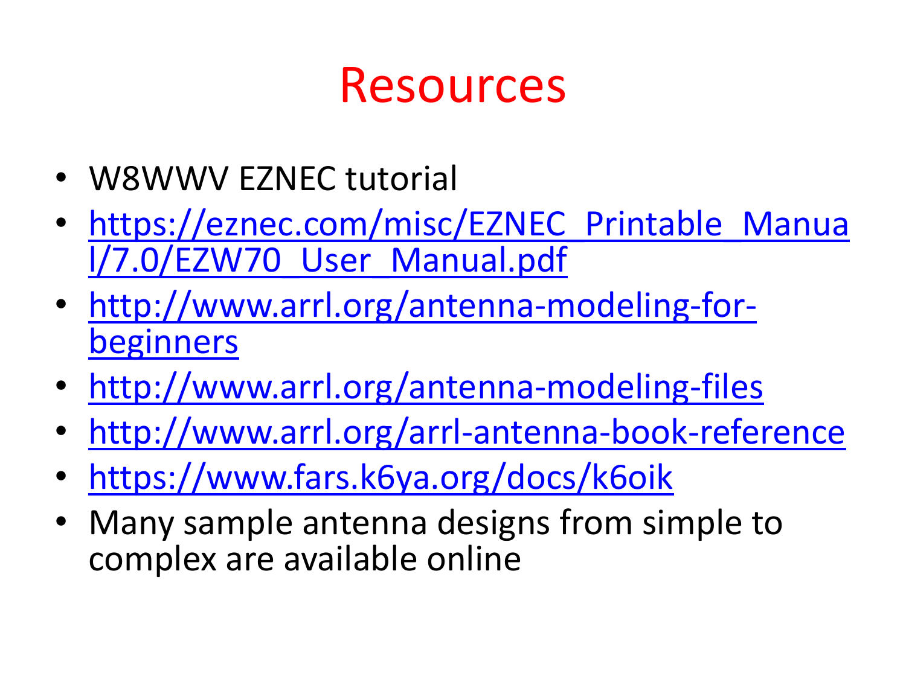# Resources

- W8WWV EZNEC tutorial
- https://eznec.com/misc/EZNEC_Printable_Manual/7.0/EZW70_User_Manual.pdf
- http://www.arrl.org/antenna-modeling-for-beginners
- http://www.arrl.org/antenna-modeling-files
- http://www.arrl.org/arrl-antenna-book-reference
- https://www.fars.k6ya.org/docs/k6oik
- Many sample antenna designs from simple to complex are available online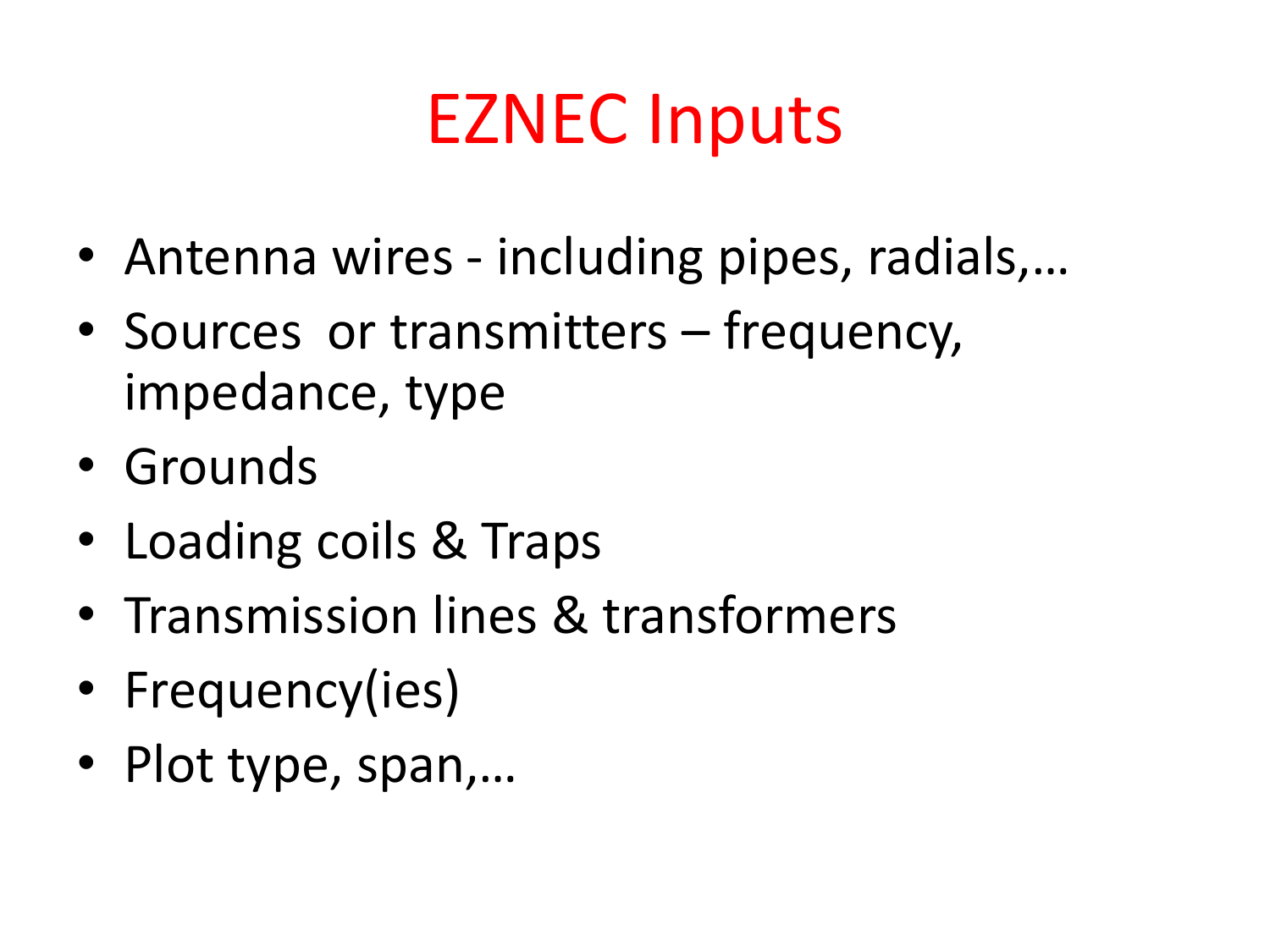# EZNEC Inputs

- Antenna wires - including pipes, radials,…
- Sources or transmitters – frequency, impedance, type
- Grounds
- Loading coils & Traps
- Transmission lines & transformers
- Frequency(ies)
- Plot type, span,…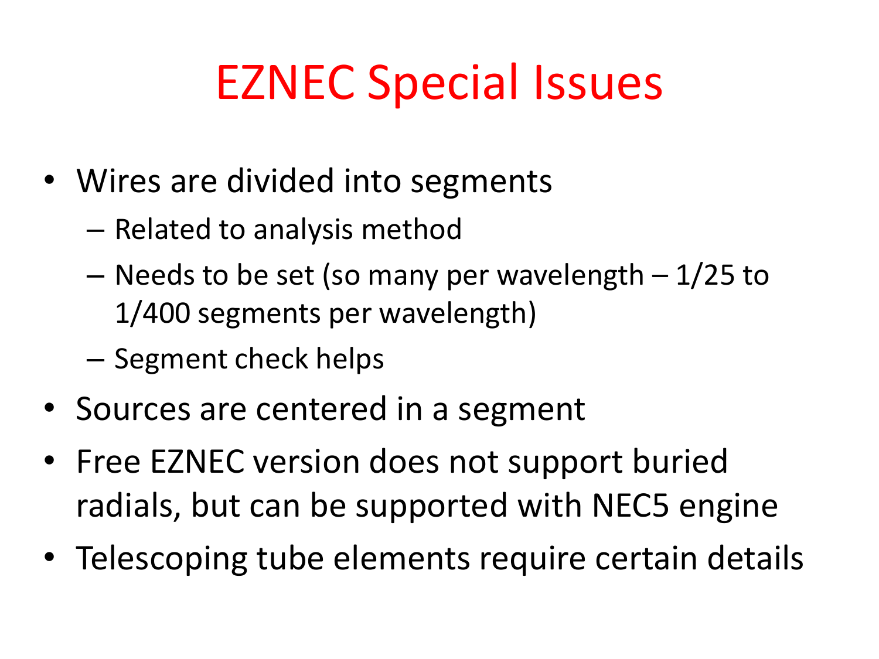# EZNEC Special Issues

- Wires are divided into segments
  - Related to analysis method
  - Needs to be set (so many per wavelength – 1/25 to 1/400 segments per wavelength)
  - Segment check helps
- Sources are centered in a segment
- Free EZNEC version does not support buried radials, but can be supported with NEC5 engine
- Telescoping tube elements require certain details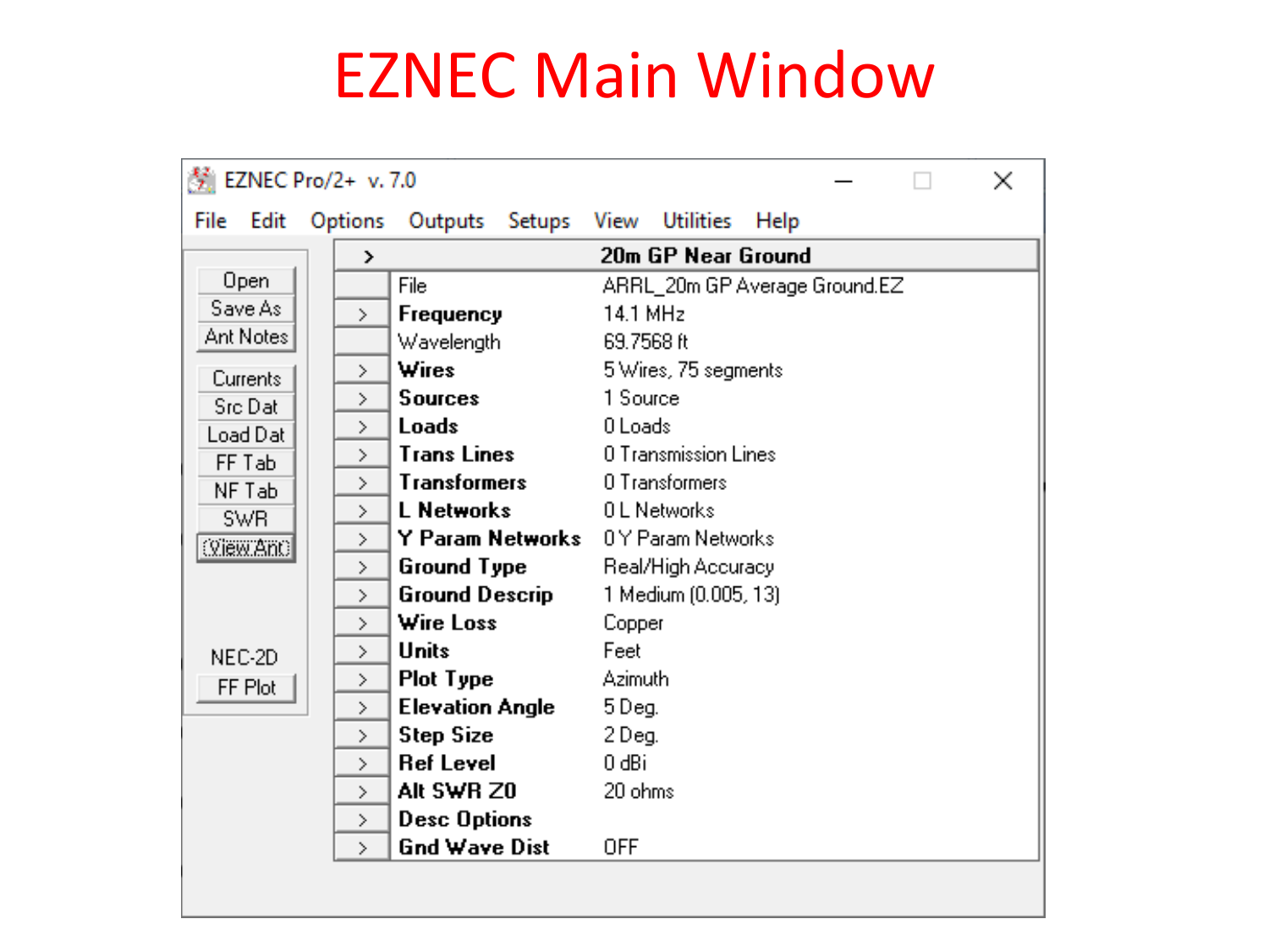# EZNEC Main Window

EZNEC Pro/2+ v. 7.0

File Edit Options Outputs Setups View Utilities Help

Open
Save As
Ant Notes

Currents
Src Dat
Load Dat
FF Tab
NF Tab
SWR
View Ant

NEC-2D
FF Plot

| | 20m GP Near Ground | |
|---|---|---|
| | File | ARRL_20m GP Average Ground.EZ |
| > | **Frequency** | 14.1 MHz |
| | Wavelength | 69.7568 ft |
| > | **Wires** | 5 Wires, 75 segments |
| > | **Sources** | 1 Source |
| > | **Loads** | 0 Loads |
| > | **Trans Lines** | 0 Transmission Lines |
| > | **Transformers** | 0 Transformers |
| > | **L Networks** | 0 L Networks |
| > | **Y Param Networks** | 0 Y Param Networks |
| > | **Ground Type** | Real/High Accuracy |
| > | **Ground Descrip** | 1 Medium (0.005, 13) |
| > | **Wire Loss** | Copper |
| > | **Units** | Feet |
| > | **Plot Type** | Azimuth |
| > | **Elevation Angle** | 5 Deg. |
| > | **Step Size** | 2 Deg. |
| > | **Ref Level** | 0 dBi |
| > | **Alt SWR Z0** | 20 ohms |
| > | **Desc Options** | |
| > | **Gnd Wave Dist** | OFF |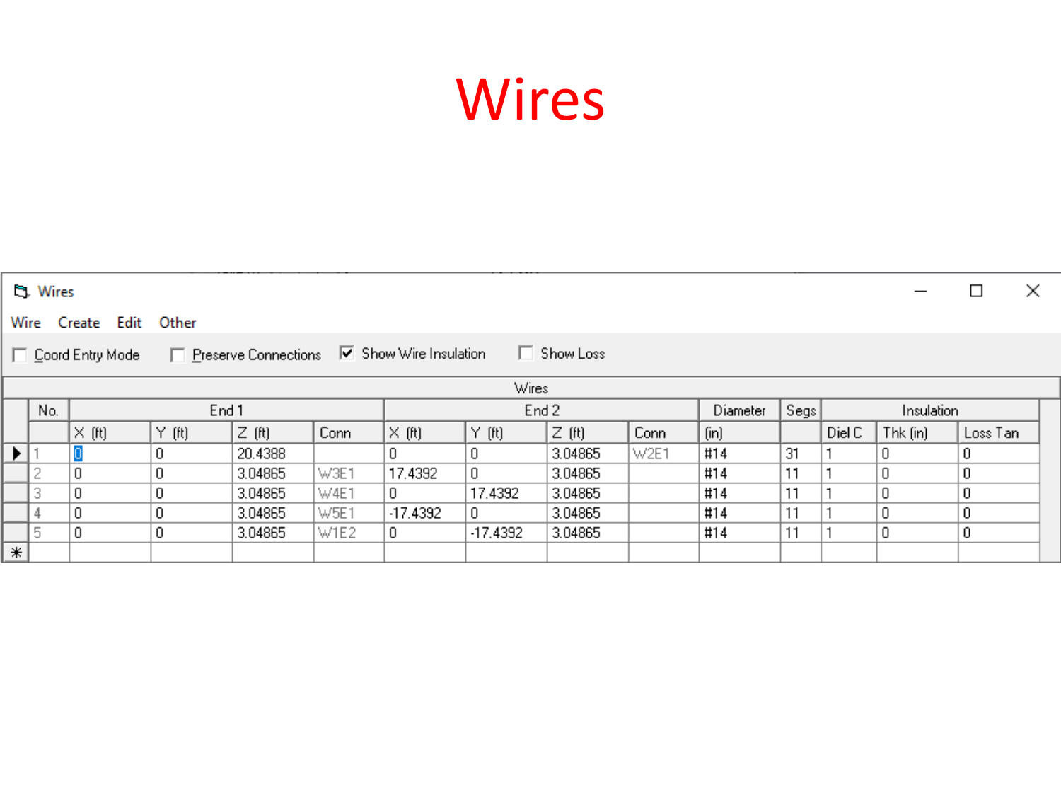# Wires

Wires

Wire Create Edit Other

☐ Coord Entry Mode ☐ Preserve Connections ☑ Show Wire Insulation ☐ Show Loss

| Wires | | | | | | | | | | | | | |
|---|---|---|---|---|---|---|---|---|---|---|---|---|---|
| No. | End 1 | | | | End 2 | | | | Diameter | Segs | Insulation | | |
| | X (ft) | Y (ft) | Z (ft) | Conn | X (ft) | Y (ft) | Z (ft) | Conn | (in) | | Diel C | Thk (in) | Loss Tan |
| 1 | 0 | 0 | 20.4388 | | 0 | 0 | 3.04865 | W2E1 | #14 | 31 | 1 | 0 | 0 |
| 2 | 0 | 0 | 3.04865 | W3E1 | 17.4392 | 0 | 3.04865 | | #14 | 11 | 1 | 0 | 0 |
| 3 | 0 | 0 | 3.04865 | W4E1 | 0 | 17.4392 | 3.04865 | | #14 | 11 | 1 | 0 | 0 |
| 4 | 0 | 0 | 3.04865 | W5E1 | -17.4392 | 0 | 3.04865 | | #14 | 11 | 1 | 0 | 0 |
| 5 | 0 | 0 | 3.04865 | W1E2 | 0 | -17.4392 | 3.04865 | | #14 | 11 | 1 | 0 | 0 |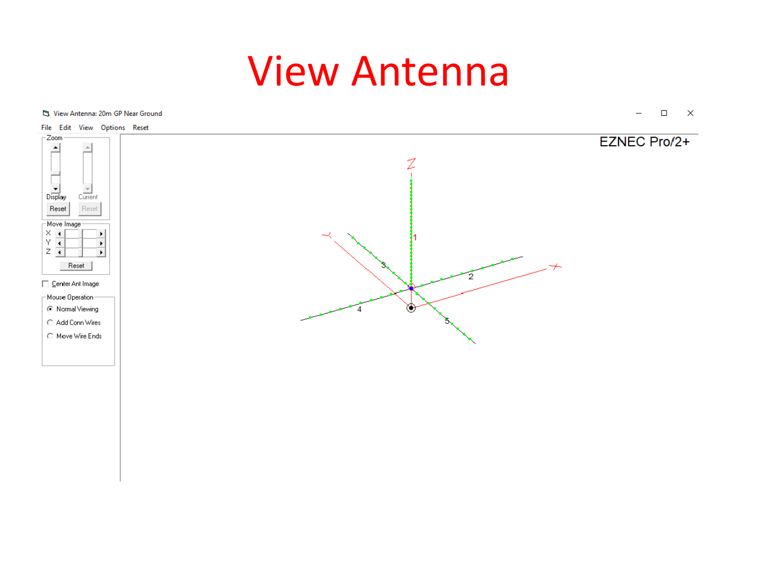# View Antenna

View Antenna: 20m GP Near Ground

File Edit View Options Reset

EZNEC Pro/2+

Zoom

Display Current

Reset Reset

Move Image

X
Y
Z

Reset

Center Ant Image

Mouse Operation

- Normal Viewing
- Add Conn Wires
- Move Wire Ends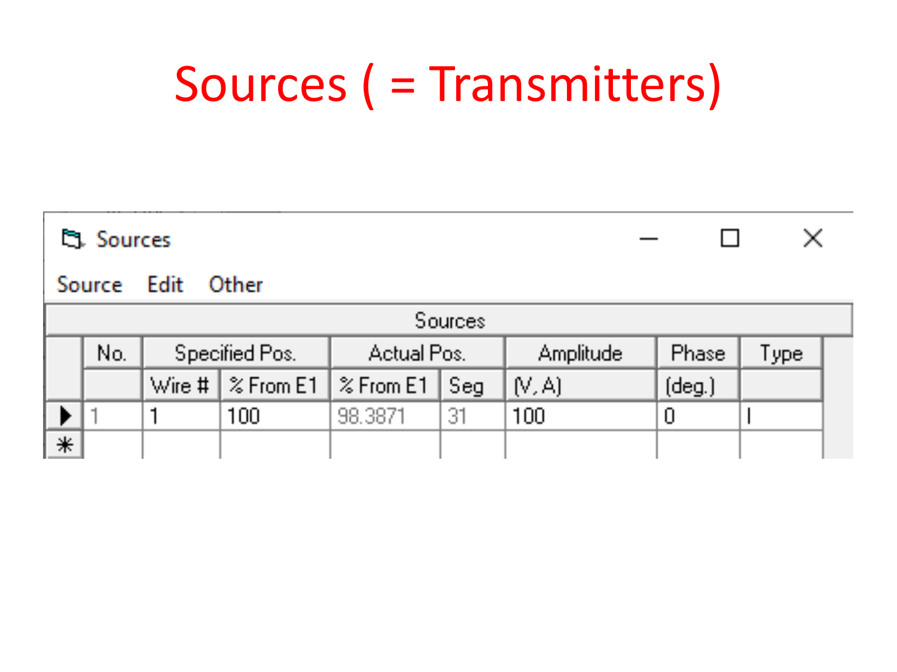# Sources ( = Transmitters)

Sources

Source   Edit   Other

| Sources | | | | | | | |
|---|---|---|---|---|---|---|---|
| No. | Specified Pos. | | Actual Pos. | | Amplitude | Phase | Type |
| | Wire # | % From E1 | % From E1 | Seg | (V, A) | (deg.) | |
| 1 | 1 | 100 | 98.3871 | 31 | 100 | 0 | I |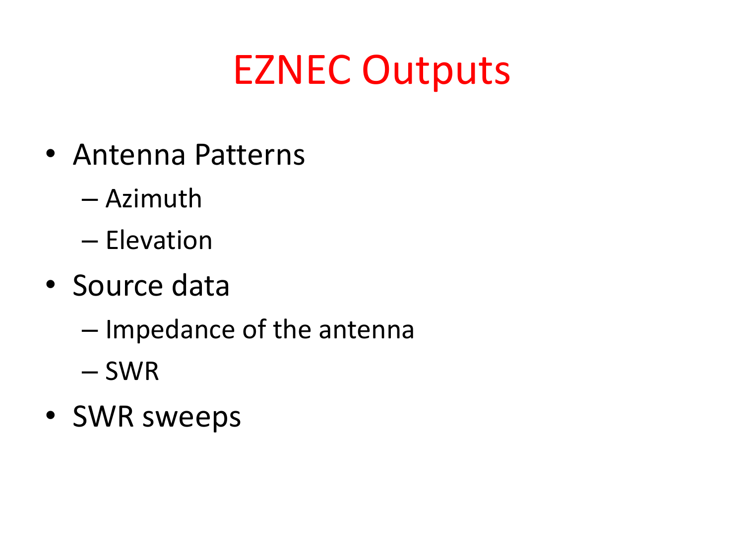# EZNEC Outputs

- Antenna Patterns
  - Azimuth
  - Elevation
- Source data
  - Impedance of the antenna
  - SWR
- SWR sweeps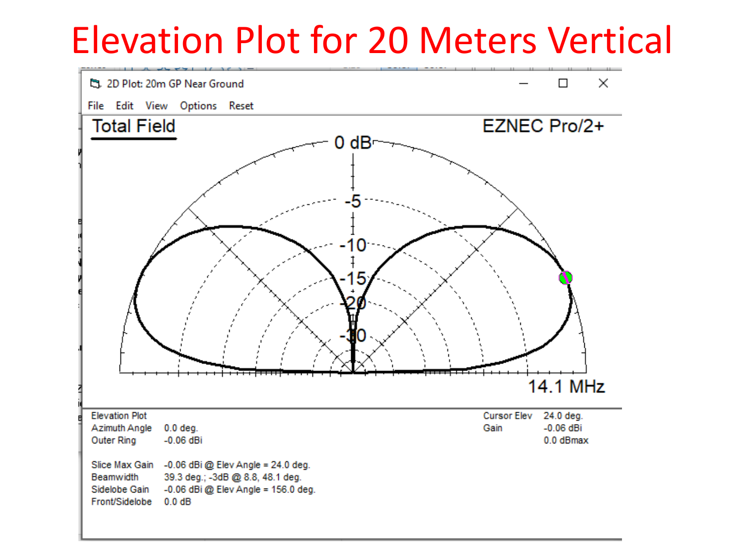# Elevation Plot for 20 Meters Vertical

2D Plot: 20m GP Near Ground

File Edit View Options Reset

Total Field

EZNEC Pro/2+

14.1 MHz

| | | | |
|---|---|---|---|
| Elevation Plot | | Cursor Elev | 24.0 deg. |
| Azimuth Angle | 0.0 deg. | Gain | -0.06 dBi |
| Outer Ring | -0.06 dBi | | 0.0 dBmax |
| | | | |
| Slice Max Gain | -0.06 dBi @ Elev Angle = 24.0 deg. | | |
| Beamwidth | 39.3 deg.; -3dB @ 8.8, 48.1 deg. | | |
| Sidelobe Gain | -0.06 dBi @ Elev Angle = 156.0 deg. | | |
| Front/Sidelobe | 0.0 dB | | |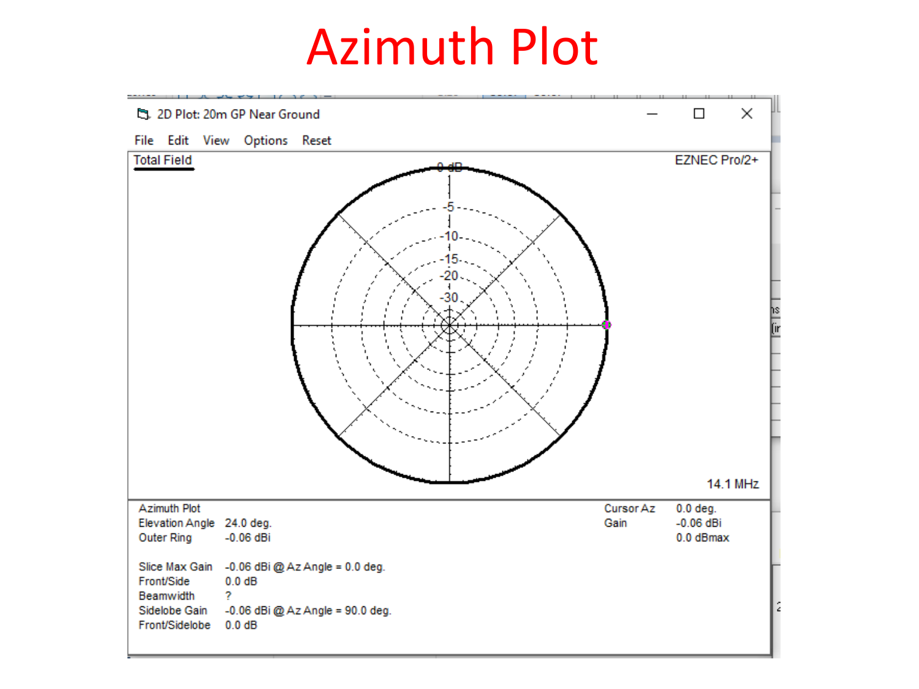# Azimuth Plot

2D Plot: 20m GP Near Ground

File Edit View Options Reset

Total Field

EZNEC Pro/2+

0 dB

-5

-10

-15

-20

-30

14.1 MHz

Azimuth Plot

| | | | |
|---|---|---|---|
| Elevation Angle | 24.0 deg. | Cursor Az | 0.0 deg. |
| Outer Ring | -0.06 dBi | Gain | -0.06 dBi |
| | | | 0.0 dBmax |

| | |
|---|---|
| Slice Max Gain | -0.06 dBi @ Az Angle = 0.0 deg. |
| Front/Side | 0.0 dB |
| Beamwidth | ? |
| Sidelobe Gain | -0.06 dBi @ Az Angle = 90.0 deg. |
| Front/Sidelobe | 0.0 dB |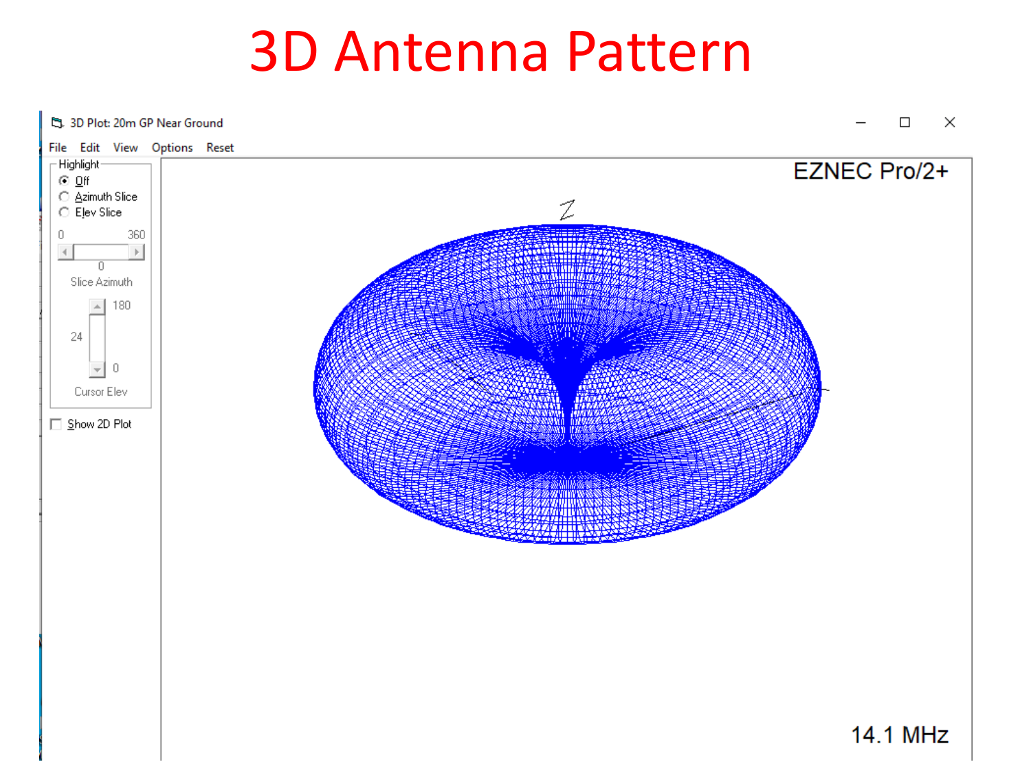# 3D Antenna Pattern

3D Plot: 20m GP Near Ground

File Edit View Options Reset

Highlight
- Off
- Azimuth Slice
- Elev Slice

0 360

0

Slice Azimuth

180

24

0

Cursor Elev

Show 2D Plot

EZNEC Pro/2+

Z

14.1 MHz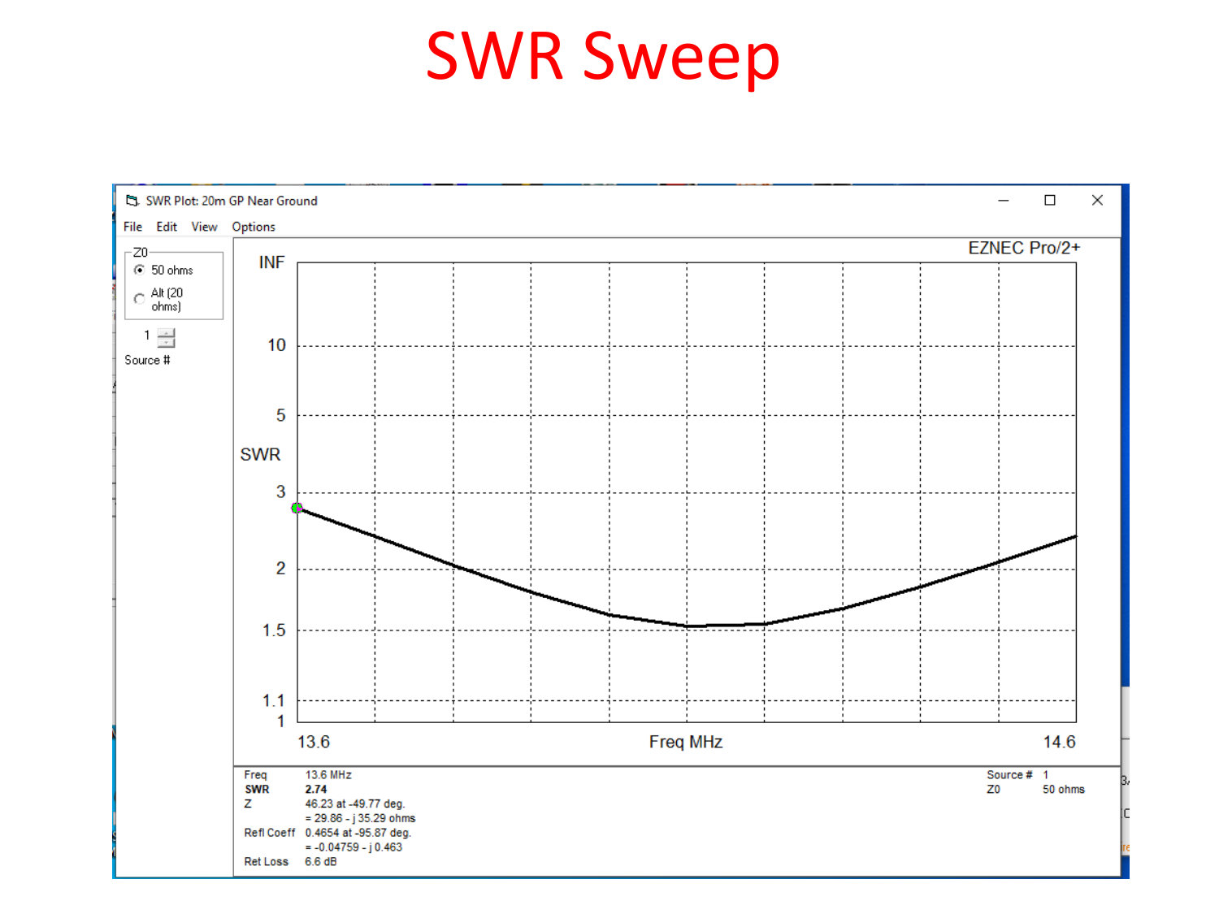# SWR Sweep

SWR Plot: 20m GP Near Ground

File Edit View Options

Z0

- 50 ohms
- Alt (20 ohms)

1

Source #

EZNEC Pro/2+

INF

10

5

SWR

3

2

1.5

1.1

1

13.6 Freq MHz 14.6

| | |
|---|---|
| Freq | 13.6 MHz |
| **SWR** | **2.74** |
| Z | 46.23 at -49.77 deg. |
| | = 29.86 - j 35.29 ohms |
| Refl Coeff | 0.4654 at -95.87 deg. |
| | = -0.04759 - j 0.463 |
| Ret Loss | 6.6 dB |

| | |
|---|---|
| Source # | 1 |
| Z0 | 50 ohms |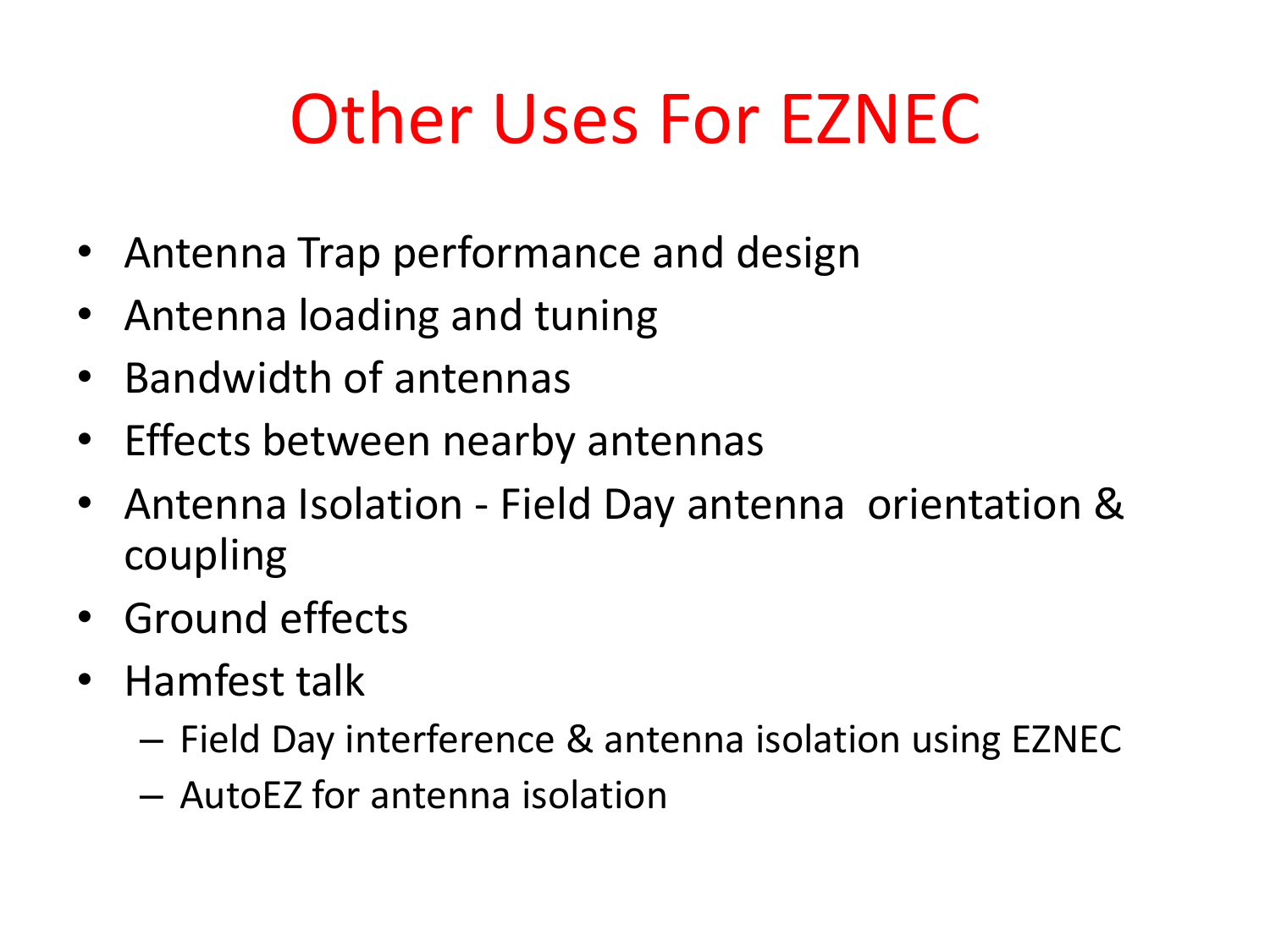# Other Uses For EZNEC

- Antenna Trap performance and design
- Antenna loading and tuning
- Bandwidth of antennas
- Effects between nearby antennas
- Antenna Isolation - Field Day antenna orientation & coupling
- Ground effects
- Hamfest talk
  - Field Day interference & antenna isolation using EZNEC
  - AutoEZ for antenna isolation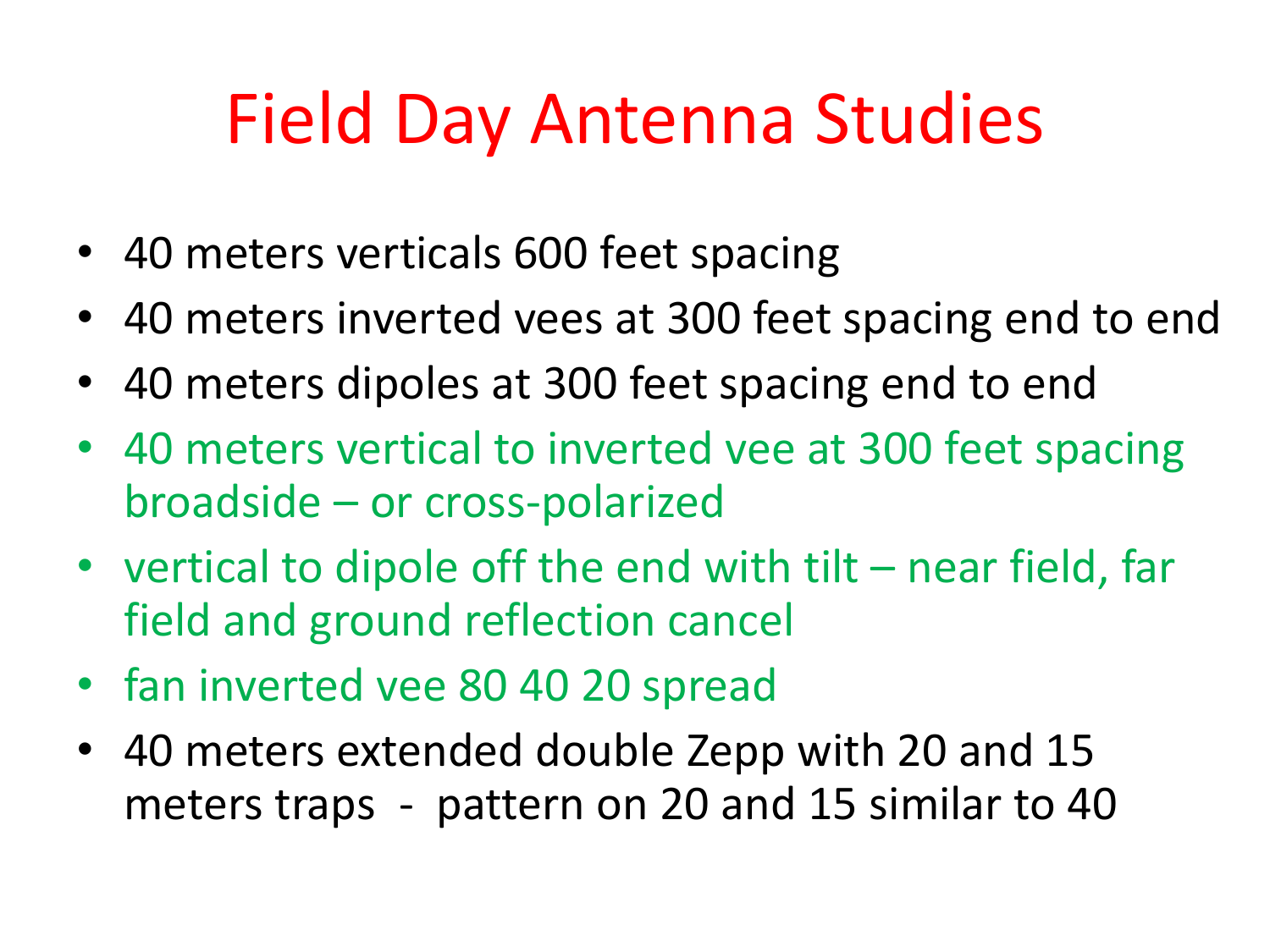# Field Day Antenna Studies

- 40 meters verticals 600 feet spacing
- 40 meters inverted vees at 300 feet spacing end to end
- 40 meters dipoles at 300 feet spacing end to end
- 40 meters vertical to inverted vee at 300 feet spacing broadside – or cross-polarized
- vertical to dipole off the end with tilt – near field, far field and ground reflection cancel
- fan inverted vee 80 40 20 spread
- 40 meters extended double Zepp with 20 and 15 meters traps - pattern on 20 and 15 similar to 40